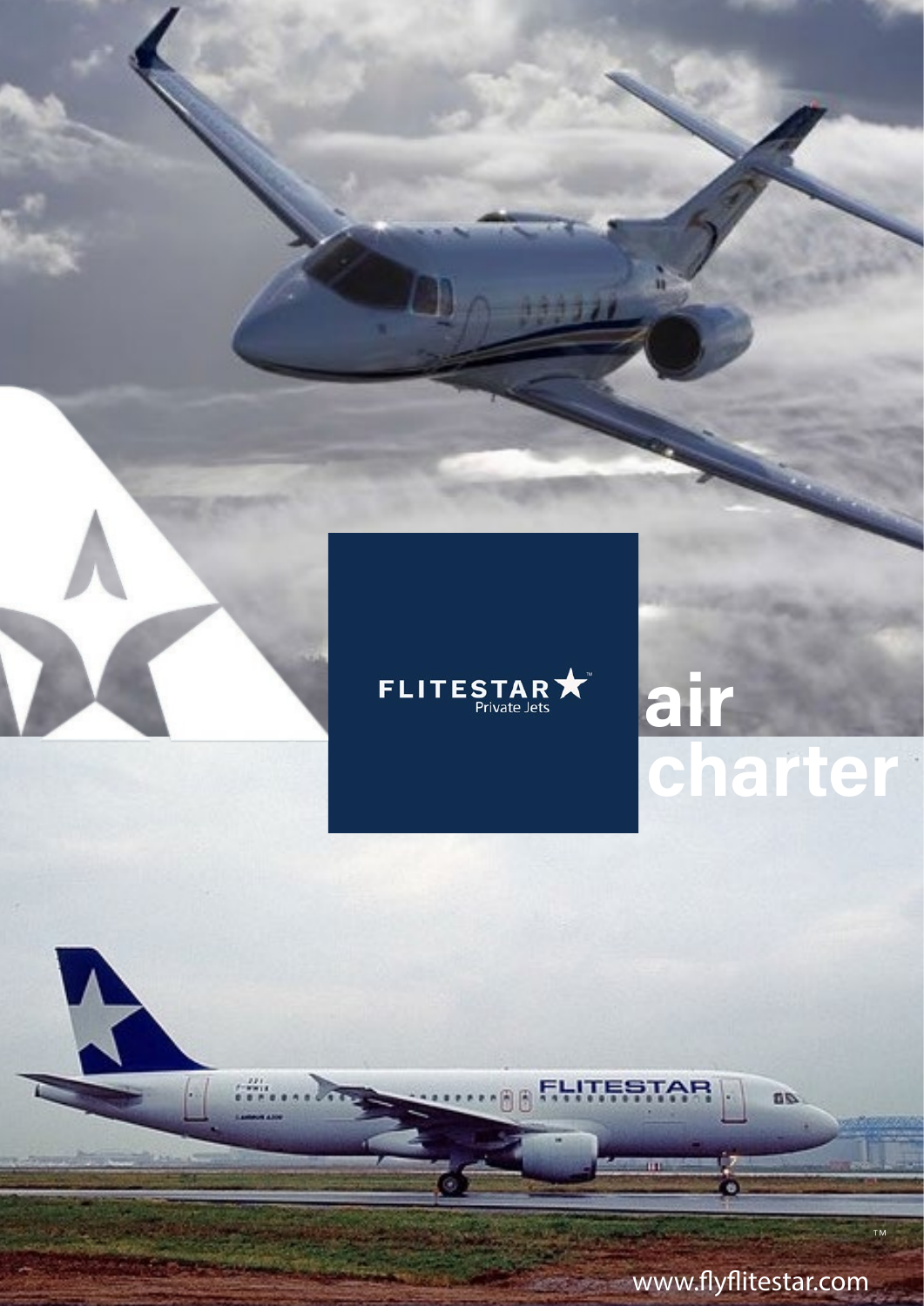FLITESTAR™
Private Jets

# air charter

™

www.flyflitestar.com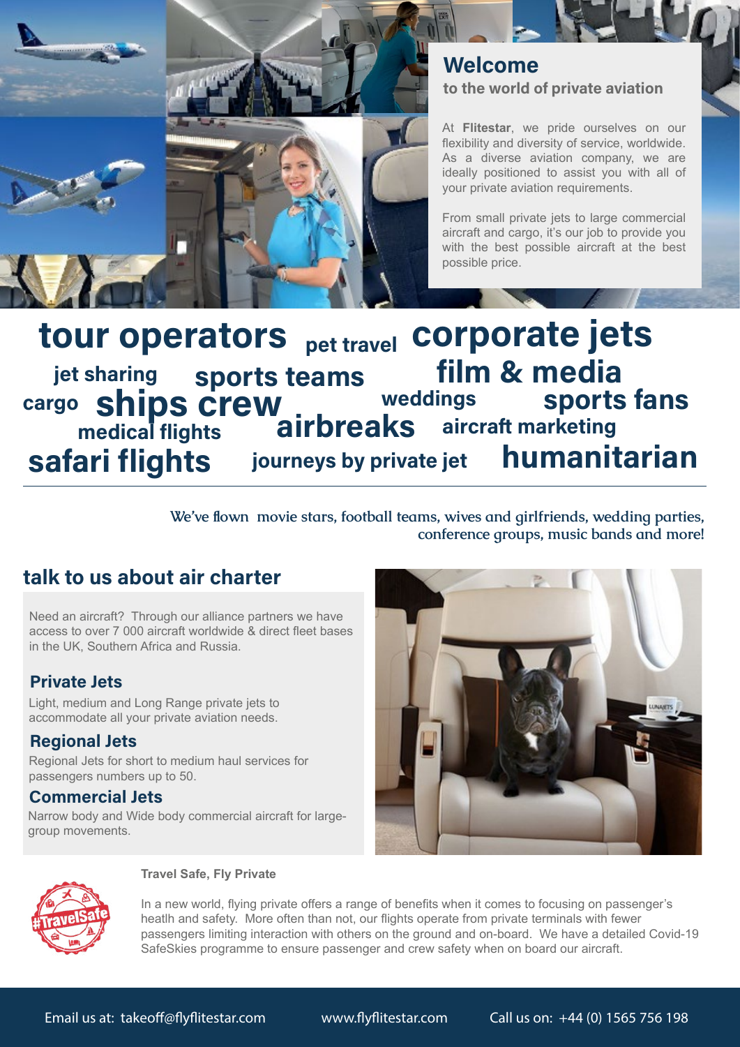## Welcome

to the world of private aviation

At **Flitestar**, we pride ourselves on our flexibility and diversity of service, worldwide. As a diverse aviation company, we are ideally positioned to assist you with all of your private aviation requirements.

From small private jets to large commercial aircraft and cargo, it's our job to provide you with the best possible aircraft at the best possible price.

**tour operators** **pet travel** **corporate jets** **jet sharing** **sports teams** **film & media** **cargo** **ships crew** **weddings** **sports fans** **medical flights** **airbreaks** **aircraft marketing** **safari flights** **journeys by private jet** **humanitarian**

---

We've flown movie stars, football teams, wives and girlfriends, wedding parties, conference groups, music bands and more!

## talk to us about air charter

Need an aircraft? Through our alliance partners we have access to over 7 000 aircraft worldwide & direct fleet bases in the UK, Southern Africa and Russia.

### Private Jets

Light, medium and Long Range private jets to accommodate all your private aviation needs.

### Regional Jets

Regional Jets for short to medium haul services for passengers numbers up to 50.

### Commercial Jets

Narrow body and Wide body commercial aircraft for large-group movements.

**Travel Safe, Fly Private**

In a new world, flying private offers a range of benefits when it comes to focusing on passenger's heatlh and safety. More often than not, our flights operate from private terminals with fewer passengers limiting interaction with others on the ground and on-board. We have a detailed Covid-19 SafeSkies programme to ensure passenger and crew safety when on board our aircraft.

Email us at: takeoff@flyflitestar.com www.flyflitestar.com Call us on: +44 (0) 1565 756 198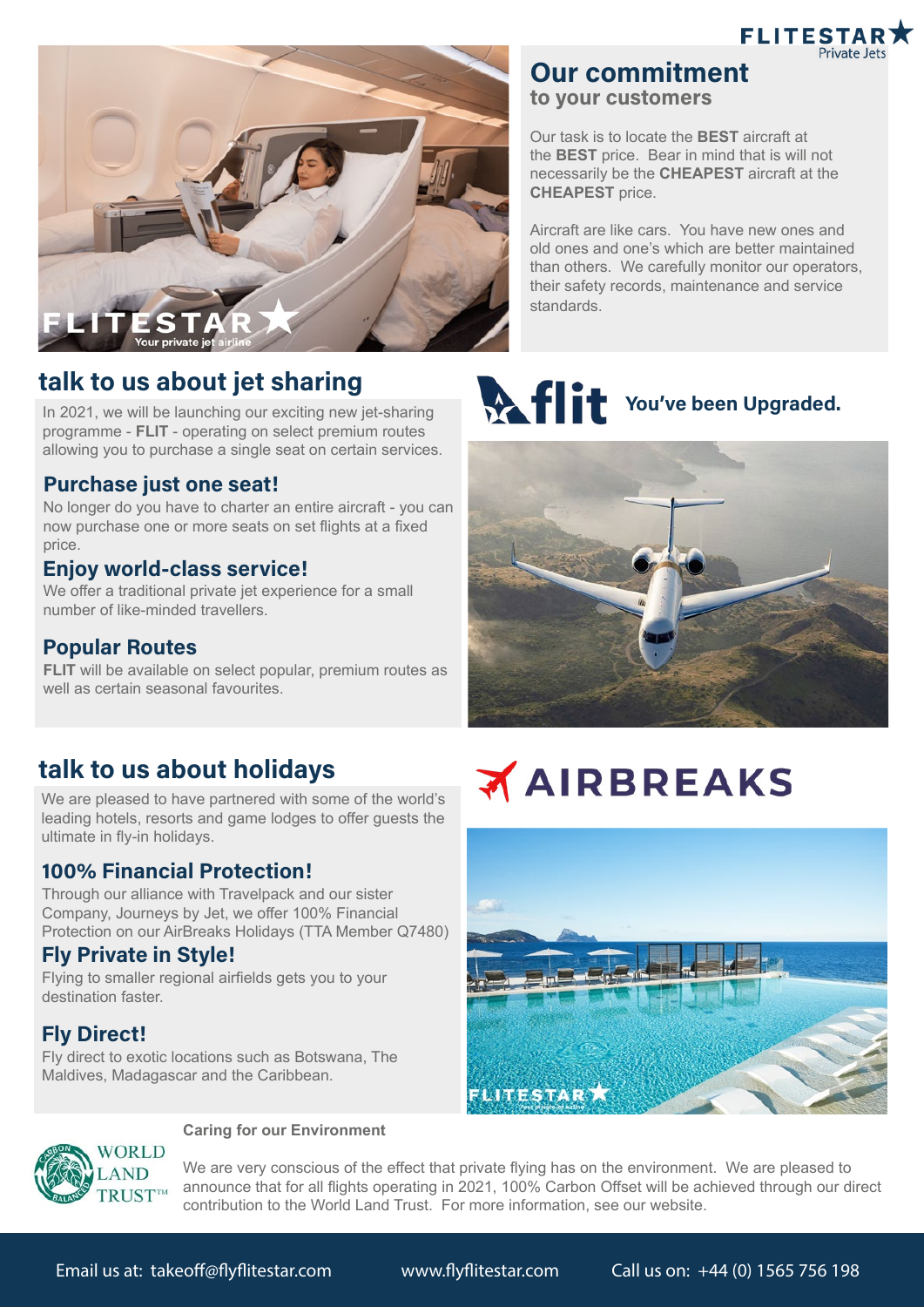## Our commitment

### to your customers

Our task is to locate the **BEST** aircraft at the **BEST** price. Bear in mind that is will not necessarily be the **CHEAPEST** aircraft at the **CHEAPEST** price.

Aircraft are like cars. You have new ones and old ones and one's which are better maintained than others. We carefully monitor our operators, their safety records, maintenance and service standards.

## talk to us about jet sharing

In 2021, we will be launching our exciting new jet-sharing programme - **FLIT** - operating on select premium routes allowing you to purchase a single seat on certain services.

### Purchase just one seat!

No longer do you have to charter an entire aircraft - you can now purchase one or more seats on set flights at a fixed price.

### Enjoy world-class service!

We offer a traditional private jet experience for a small number of like-minded travellers.

### Popular Routes

**FLIT** will be available on select popular, premium routes as well as certain seasonal favourites.

**flit** You've been Upgraded.

## talk to us about holidays

We are pleased to have partnered with some of the world's leading hotels, resorts and game lodges to offer guests the ultimate in fly-in holidays.

### 100% Financial Protection!

Through our alliance with Travelpack and our sister Company, Journeys by Jet, we offer 100% Financial Protection on our AirBreaks Holidays (TTA Member Q7480)

### Fly Private in Style!

Flying to smaller regional airfields gets you to your destination faster.

### Fly Direct!

Fly direct to exotic locations such as Botswana, The Maldives, Madagascar and the Caribbean.

**AIRBREAKS**

**Caring for our Environment**

We are very conscious of the effect that private flying has on the environment. We are pleased to announce that for all flights operating in 2021, 100% Carbon Offset will be achieved through our direct contribution to the World Land Trust. For more information, see our website.

Email us at: takeoff@flyflitestar.com | www.flyflitestar.com | Call us on: +44 (0) 1565 756 198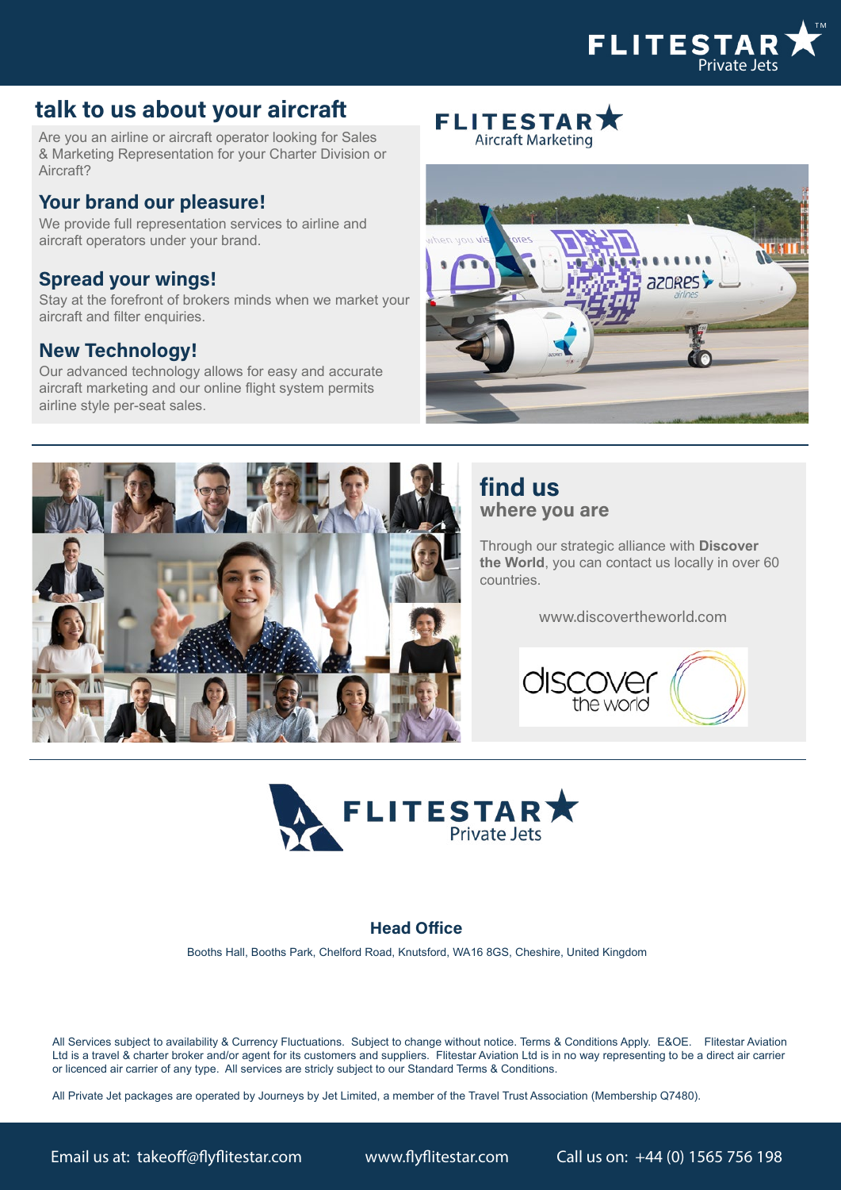## talk to us about your aircraft

Are you an airline or aircraft operator looking for Sales & Marketing Representation for your Charter Division or Aircraft?

### Your brand our pleasure!

We provide full representation services to airline and aircraft operators under your brand.

### Spread your wings!

Stay at the forefront of brokers minds when we market your aircraft and filter enquiries.

### New Technology!

Our advanced technology allows for easy and accurate aircraft marketing and our online flight system permits airline style per-seat sales.

FLITESTAR Aircraft Marketing

## find us

### where you are

Through our strategic alliance with **Discover the World**, you can contact us locally in over 60 countries.

www.discovertheworld.com

FLITESTAR Private Jets

**Head Office**

Booths Hall, Booths Park, Chelford Road, Knutsford, WA16 8GS, Cheshire, United Kingdom

All Services subject to availability & Currency Fluctuations. Subject to change without notice. Terms & Conditions Apply. E&OE. Flitestar Aviation Ltd is a travel & charter broker and/or agent for its customers and suppliers. Flitestar Aviation Ltd is in no way representing to be a direct air carrier or licenced air carrier of any type. All services are stricly subject to our Standard Terms & Conditions.

All Private Jet packages are operated by Journeys by Jet Limited, a member of the Travel Trust Association (Membership Q7480).

Email us at: takeoff@flyflitestar.com   www.flyflitestar.com   Call us on: +44 (0) 1565 756 198